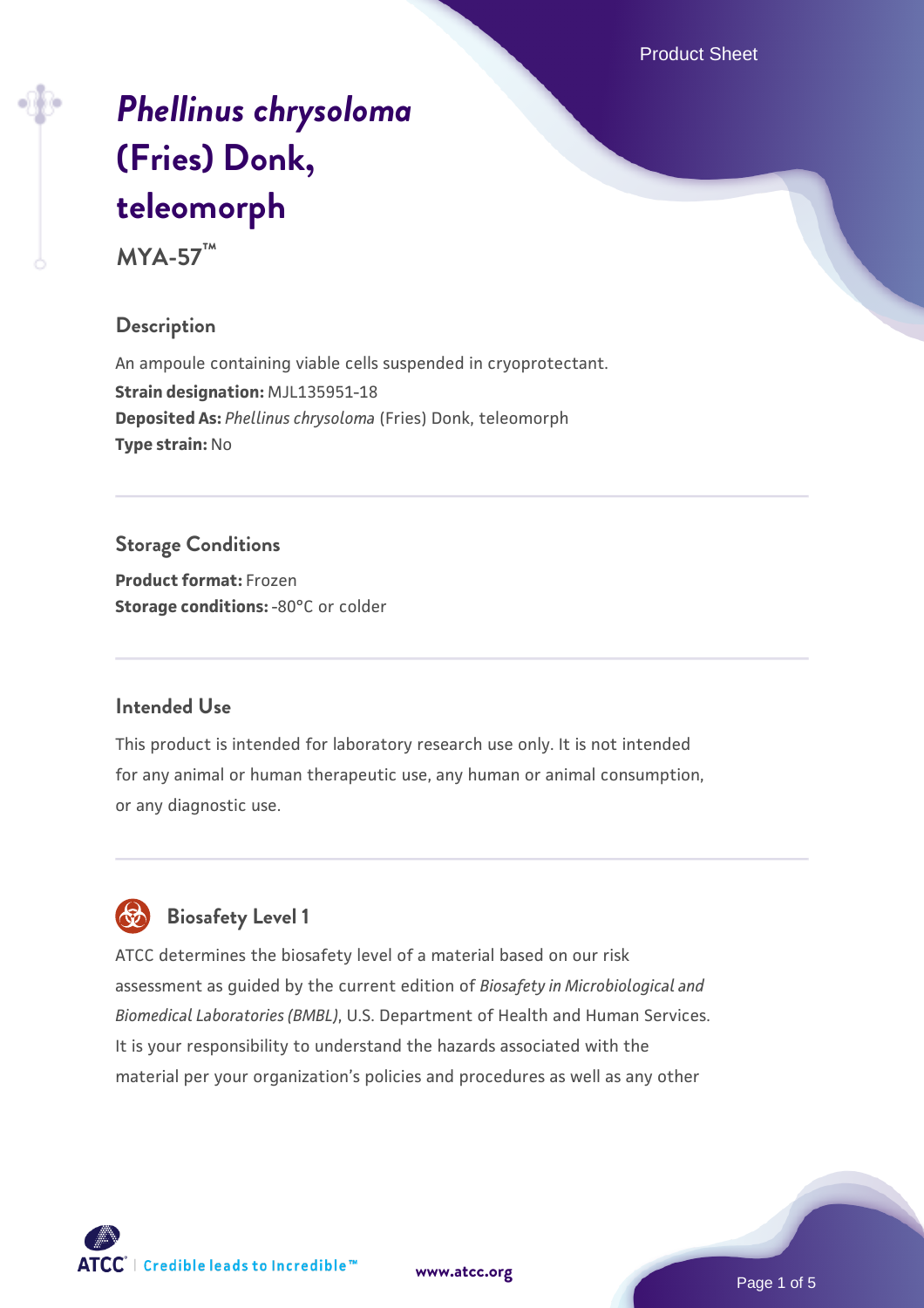# *Phellinus chrysoloma* (Fries) Donk, teleomorph

**MYA-57™**

## Description

An ampoule containing viable cells suspended in cryoprotectant.
**Strain designation:** MJL135951-18
**Deposited As:** *Phellinus chrysoloma* (Fries) Donk, teleomorph
**Type strain:** No

## Storage Conditions

**Product format:** Frozen
**Storage conditions:** -80°C or colder

## Intended Use

This product is intended for laboratory research use only. It is not intended for any animal or human therapeutic use, any human or animal consumption, or any diagnostic use.

## Biosafety Level 1

ATCC determines the biosafety level of a material based on our risk assessment as guided by the current edition of *Biosafety in Microbiological and Biomedical Laboratories (BMBL)*, U.S. Department of Health and Human Services. It is your responsibility to understand the hazards associated with the material per your organization's policies and procedures as well as any other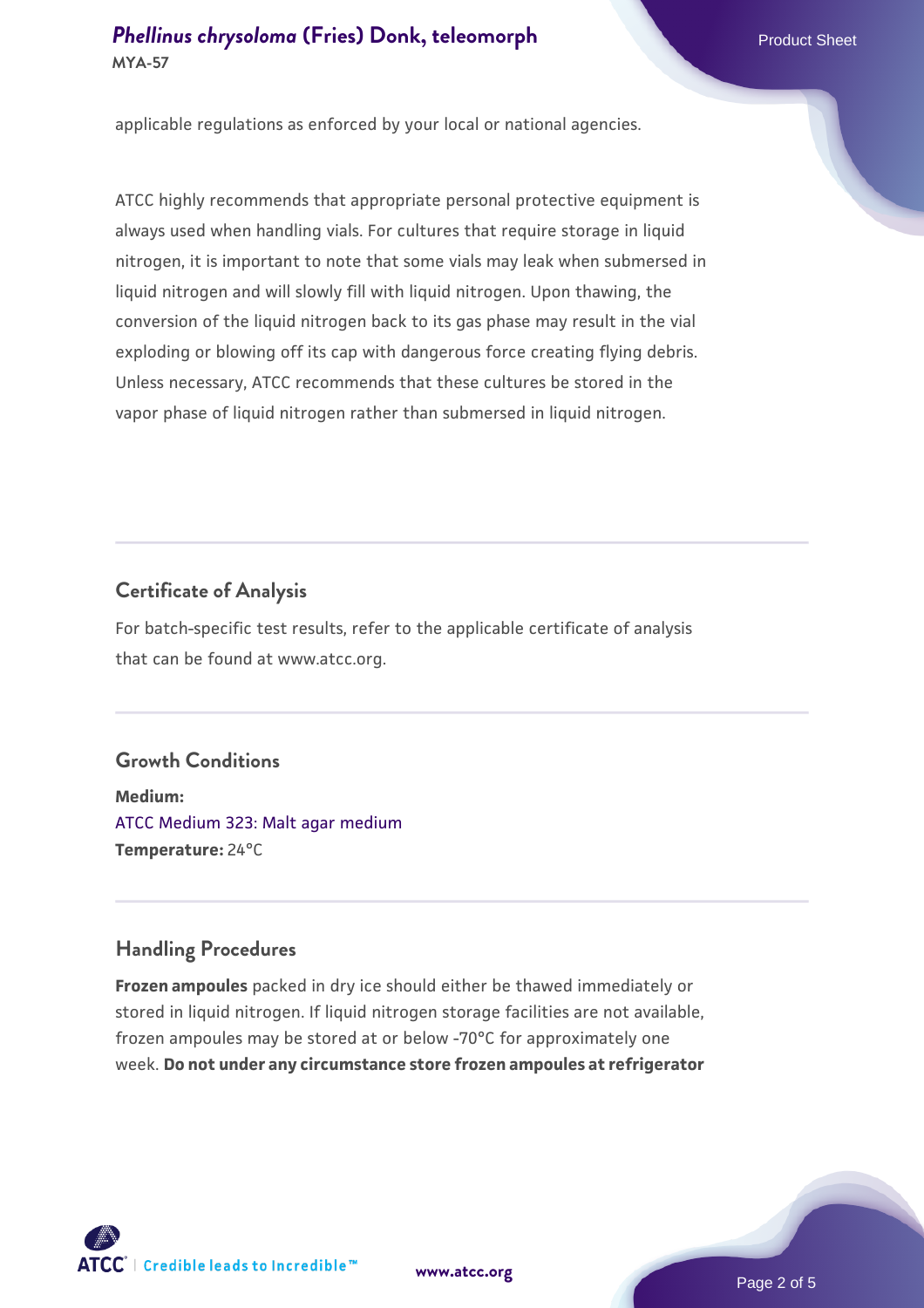applicable regulations as enforced by your local or national agencies.

ATCC highly recommends that appropriate personal protective equipment is always used when handling vials. For cultures that require storage in liquid nitrogen, it is important to note that some vials may leak when submersed in liquid nitrogen and will slowly fill with liquid nitrogen. Upon thawing, the conversion of the liquid nitrogen back to its gas phase may result in the vial exploding or blowing off its cap with dangerous force creating flying debris. Unless necessary, ATCC recommends that these cultures be stored in the vapor phase of liquid nitrogen rather than submersed in liquid nitrogen.

## Certificate of Analysis

For batch-specific test results, refer to the applicable certificate of analysis that can be found at www.atcc.org.

## Growth Conditions

**Medium:**
ATCC Medium 323: Malt agar medium
**Temperature:** 24°C

## Handling Procedures

**Frozen ampoules** packed in dry ice should either be thawed immediately or stored in liquid nitrogen. If liquid nitrogen storage facilities are not available, frozen ampoules may be stored at or below -70°C for approximately one week. **Do not under any circumstance store frozen ampoules at refrigerator**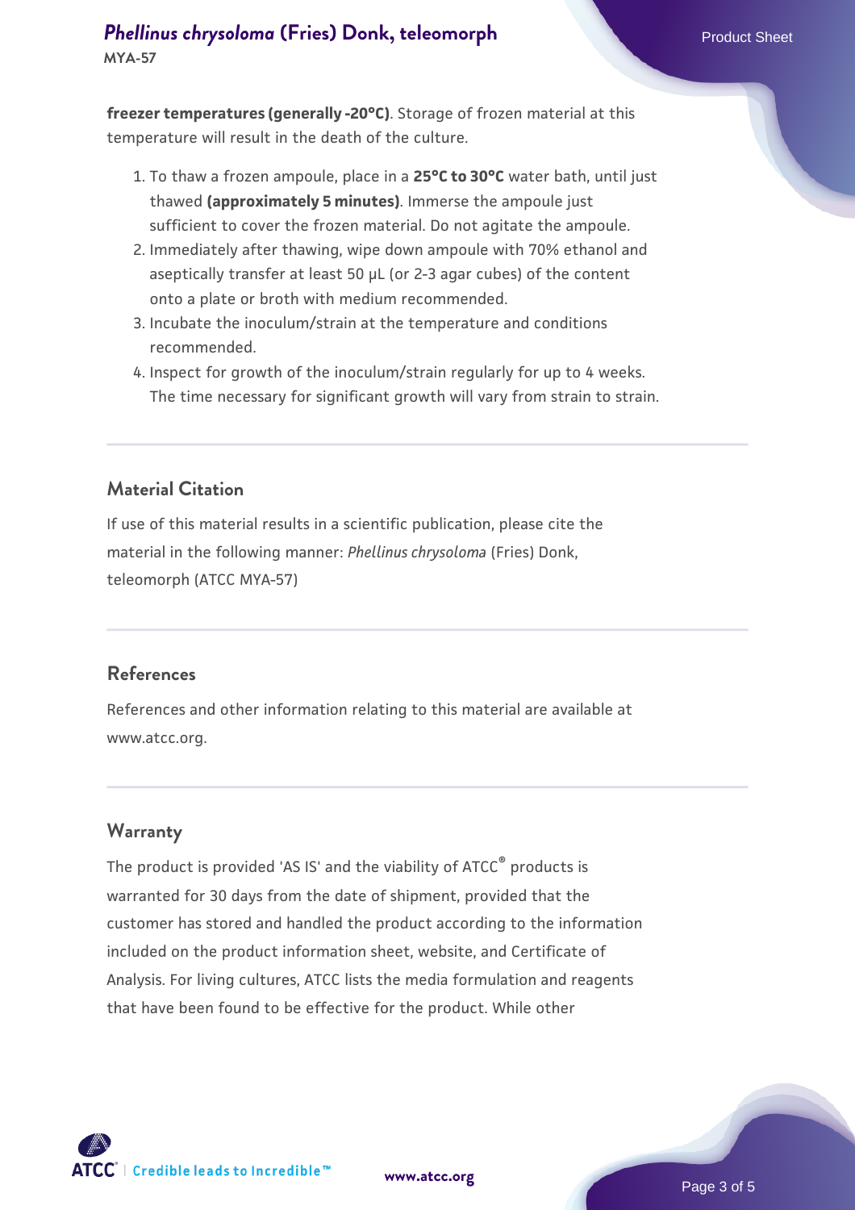**freezer temperatures (generally -20°C)**. Storage of frozen material at this temperature will result in the death of the culture.

1. To thaw a frozen ampoule, place in a **25°C to 30°C** water bath, until just thawed **(approximately 5 minutes)**. Immerse the ampoule just sufficient to cover the frozen material. Do not agitate the ampoule.
2. Immediately after thawing, wipe down ampoule with 70% ethanol and aseptically transfer at least 50 µL (or 2-3 agar cubes) of the content onto a plate or broth with medium recommended.
3. Incubate the inoculum/strain at the temperature and conditions recommended.
4. Inspect for growth of the inoculum/strain regularly for up to 4 weeks. The time necessary for significant growth will vary from strain to strain.

## Material Citation

If use of this material results in a scientific publication, please cite the material in the following manner: *Phellinus chrysoloma* (Fries) Donk, teleomorph (ATCC MYA-57)

## References

References and other information relating to this material are available at www.atcc.org.

## Warranty

The product is provided 'AS IS' and the viability of ATCC® products is warranted for 30 days from the date of shipment, provided that the customer has stored and handled the product according to the information included on the product information sheet, website, and Certificate of Analysis. For living cultures, ATCC lists the media formulation and reagents that have been found to be effective for the product. While other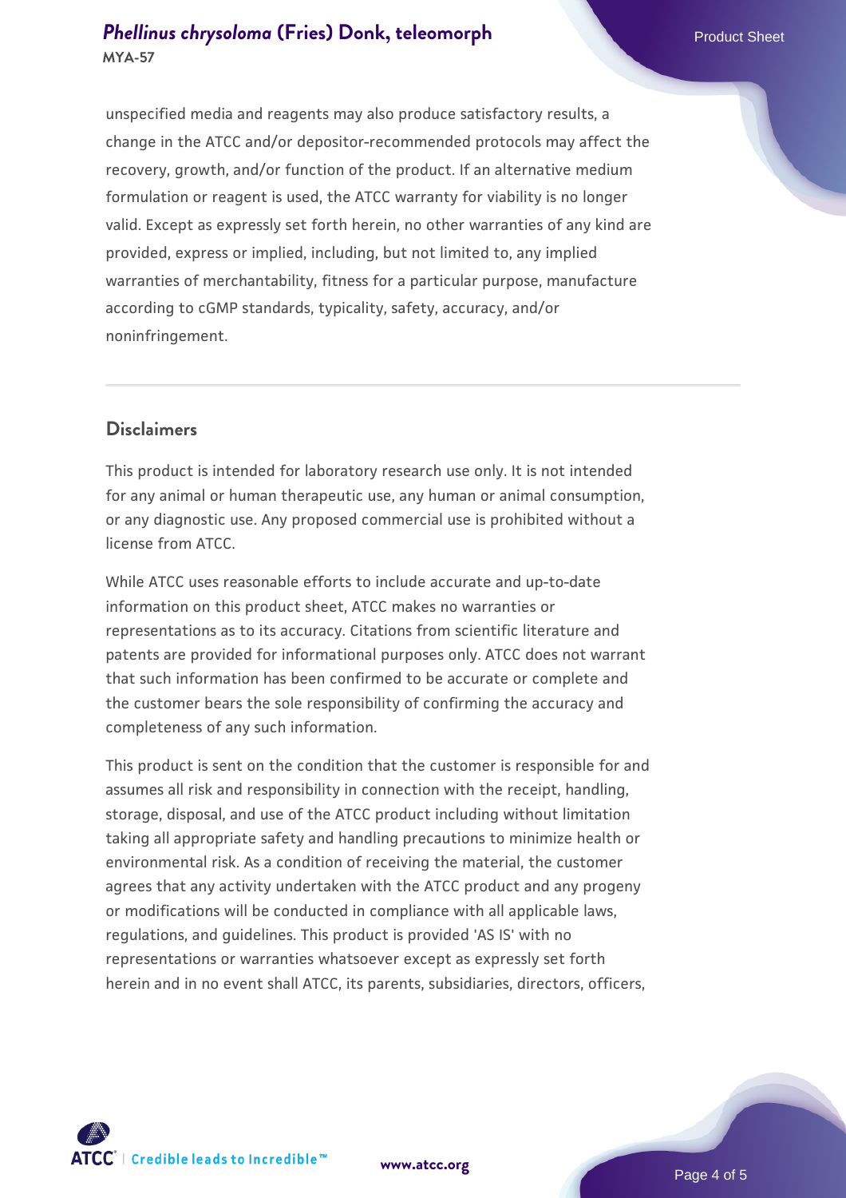unspecified media and reagents may also produce satisfactory results, a change in the ATCC and/or depositor-recommended protocols may affect the recovery, growth, and/or function of the product. If an alternative medium formulation or reagent is used, the ATCC warranty for viability is no longer valid. Except as expressly set forth herein, no other warranties of any kind are provided, express or implied, including, but not limited to, any implied warranties of merchantability, fitness for a particular purpose, manufacture according to cGMP standards, typicality, safety, accuracy, and/or noninfringement.

## Disclaimers

This product is intended for laboratory research use only. It is not intended for any animal or human therapeutic use, any human or animal consumption, or any diagnostic use. Any proposed commercial use is prohibited without a license from ATCC.

While ATCC uses reasonable efforts to include accurate and up-to-date information on this product sheet, ATCC makes no warranties or representations as to its accuracy. Citations from scientific literature and patents are provided for informational purposes only. ATCC does not warrant that such information has been confirmed to be accurate or complete and the customer bears the sole responsibility of confirming the accuracy and completeness of any such information.

This product is sent on the condition that the customer is responsible for and assumes all risk and responsibility in connection with the receipt, handling, storage, disposal, and use of the ATCC product including without limitation taking all appropriate safety and handling precautions to minimize health or environmental risk. As a condition of receiving the material, the customer agrees that any activity undertaken with the ATCC product and any progeny or modifications will be conducted in compliance with all applicable laws, regulations, and guidelines. This product is provided 'AS IS' with no representations or warranties whatsoever except as expressly set forth herein and in no event shall ATCC, its parents, subsidiaries, directors, officers,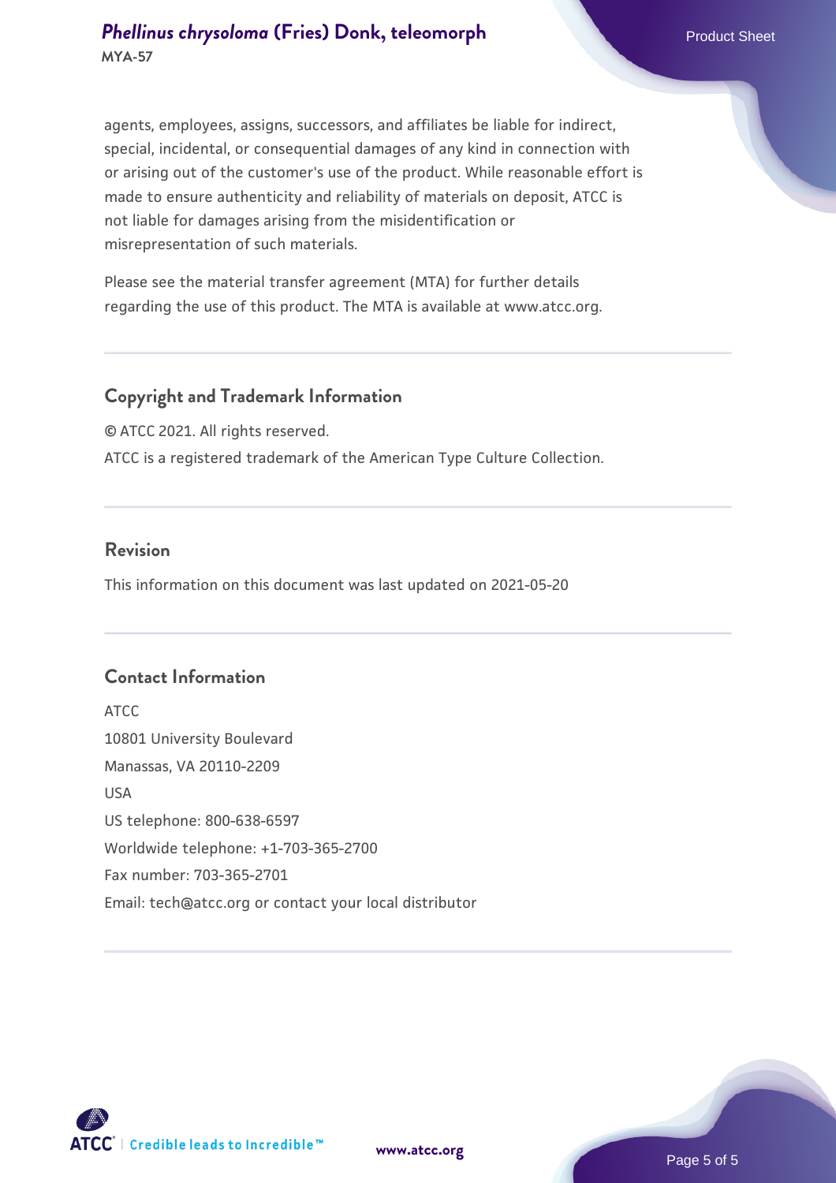agents, employees, assigns, successors, and affiliates be liable for indirect, special, incidental, or consequential damages of any kind in connection with or arising out of the customer's use of the product. While reasonable effort is made to ensure authenticity and reliability of materials on deposit, ATCC is not liable for damages arising from the misidentification or misrepresentation of such materials.

Please see the material transfer agreement (MTA) for further details regarding the use of this product. The MTA is available at www.atcc.org.

## Copyright and Trademark Information

© ATCC 2021. All rights reserved.

ATCC is a registered trademark of the American Type Culture Collection.

## Revision

This information on this document was last updated on 2021-05-20

## Contact Information

ATCC
10801 University Boulevard
Manassas, VA 20110-2209
USA
US telephone: 800-638-6597
Worldwide telephone: +1-703-365-2700
Fax number: 703-365-2701
Email: tech@atcc.org or contact your local distributor